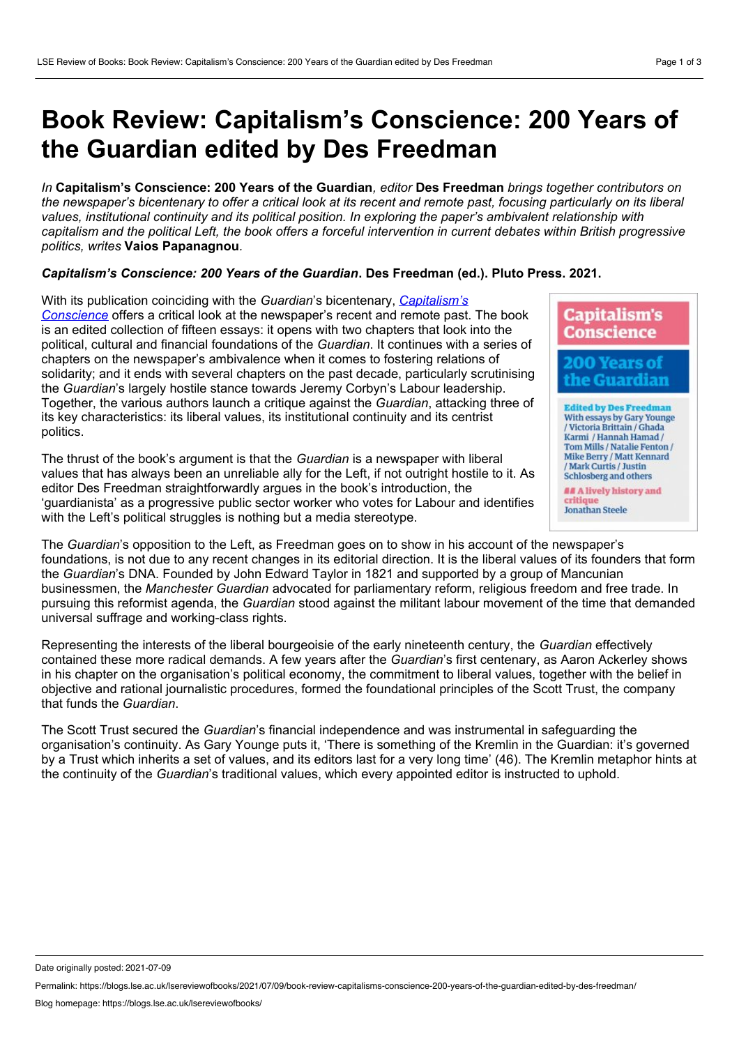# Book Review: Capitalism's Conscience: 200 Years of the Guardian edited by Des Freedman

*In* **Capitalism's Conscience: 200 Years of the Guardian***, editor* **Des Freedman** *brings together contributors on the newspaper's bicentenary to offer a critical look at its recent and remote past, focusing particularly on its liberal values, institutional continuity and its political position. In exploring the paper's ambivalent relationship with capitalism and the political Left, the book offers a forceful intervention in current debates within British progressive politics, writes* **Vaios Papanagnou**.

***Capitalism's Conscience: 200 Years of the Guardian*. Des Freedman (ed.). Pluto Press. 2021.**

With its publication coinciding with the *Guardian*'s bicentenary, [*Capitalism's Conscience*]() offers a critical look at the newspaper's recent and remote past. The book is an edited collection of fifteen essays: it opens with two chapters that look into the political, cultural and financial foundations of the *Guardian*. It continues with a series of chapters on the newspaper's ambivalence when it comes to fostering relations of solidarity; and it ends with several chapters on the past decade, particularly scrutinising the *Guardian*'s largely hostile stance towards Jeremy Corbyn's Labour leadership. Together, the various authors launch a critique against the *Guardian*, attacking three of its key characteristics: its liberal values, its institutional continuity and its centrist politics.

The thrust of the book's argument is that the *Guardian* is a newspaper with liberal values that has always been an unreliable ally for the Left, if not outright hostile to it. As editor Des Freedman straightforwardly argues in the book's introduction, the 'guardianista' as a progressive public sector worker who votes for Labour and identifies with the Left's political struggles is nothing but a media stereotype.

The *Guardian*'s opposition to the Left, as Freedman goes on to show in his account of the newspaper's foundations, is not due to any recent changes in its editorial direction. It is the liberal values of its founders that form the *Guardian*'s DNA. Founded by John Edward Taylor in 1821 and supported by a group of Mancunian businessmen, the *Manchester Guardian* advocated for parliamentary reform, religious freedom and free trade. In pursuing this reformist agenda, the *Guardian* stood against the militant labour movement of the time that demanded universal suffrage and working-class rights.

Representing the interests of the liberal bourgeoisie of the early nineteenth century, the *Guardian* effectively contained these more radical demands. A few years after the *Guardian*'s first centenary, as Aaron Ackerley shows in his chapter on the organisation's political economy, the commitment to liberal values, together with the belief in objective and rational journalistic procedures, formed the foundational principles of the Scott Trust, the company that funds the *Guardian*.

The Scott Trust secured the *Guardian*'s financial independence and was instrumental in safeguarding the organisation's continuity. As Gary Younge puts it, 'There is something of the Kremlin in the Guardian: it's governed by a Trust which inherits a set of values, and its editors last for a very long time' (46). The Kremlin metaphor hints at the continuity of the *Guardian*'s traditional values, which every appointed editor is instructed to uphold.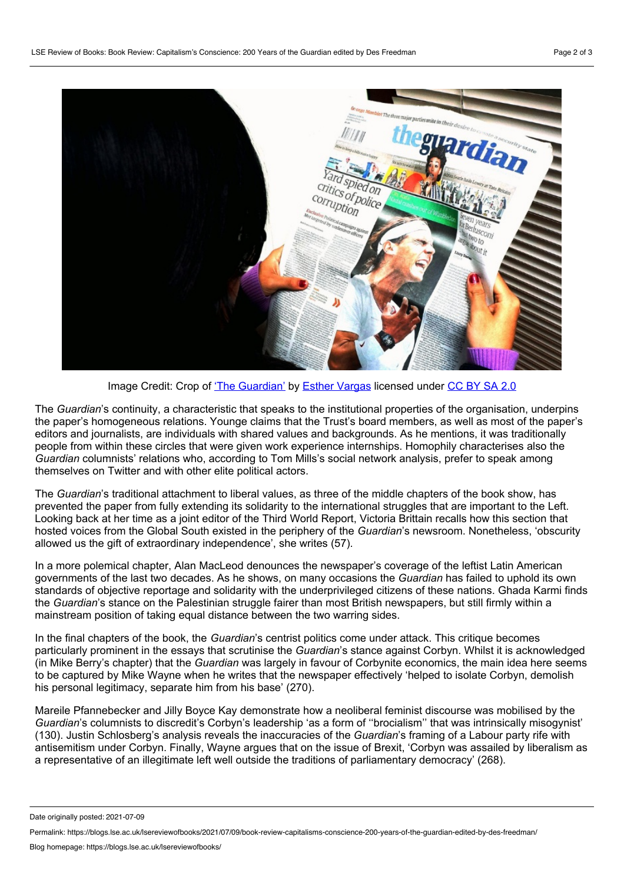Image Credit: Crop of 'The Guardian' by Esther Vargas licensed under CC BY SA 2.0

The *Guardian*'s continuity, a characteristic that speaks to the institutional properties of the organisation, underpins the paper's homogeneous relations. Younge claims that the Trust's board members, as well as most of the paper's editors and journalists, are individuals with shared values and backgrounds. As he mentions, it was traditionally people from within these circles that were given work experience internships. Homophily characterises also the *Guardian* columnists' relations who, according to Tom Mills's social network analysis, prefer to speak among themselves on Twitter and with other elite political actors.

The *Guardian*'s traditional attachment to liberal values, as three of the middle chapters of the book show, has prevented the paper from fully extending its solidarity to the international struggles that are important to the Left. Looking back at her time as a joint editor of the Third World Report, Victoria Brittain recalls how this section that hosted voices from the Global South existed in the periphery of the *Guardian*'s newsroom. Nonetheless, 'obscurity allowed us the gift of extraordinary independence', she writes (57).

In a more polemical chapter, Alan MacLeod denounces the newspaper's coverage of the leftist Latin American governments of the last two decades. As he shows, on many occasions the *Guardian* has failed to uphold its own standards of objective reportage and solidarity with the underprivileged citizens of these nations. Ghada Karmi finds the *Guardian*'s stance on the Palestinian struggle fairer than most British newspapers, but still firmly within a mainstream position of taking equal distance between the two warring sides.

In the final chapters of the book, the *Guardian*'s centrist politics come under attack. This critique becomes particularly prominent in the essays that scrutinise the *Guardian*'s stance against Corbyn. Whilst it is acknowledged (in Mike Berry's chapter) that the *Guardian* was largely in favour of Corbynite economics, the main idea here seems to be captured by Mike Wayne when he writes that the newspaper effectively 'helped to isolate Corbyn, demolish his personal legitimacy, separate him from his base' (270).

Mareile Pfannebecker and Jilly Boyce Kay demonstrate how a neoliberal feminist discourse was mobilised by the *Guardian*'s columnists to discredit's Corbyn's leadership 'as a form of ''brocialism'' that was intrinsically misogynist' (130). Justin Schlosberg's analysis reveals the inaccuracies of the *Guardian*'s framing of a Labour party rife with antisemitism under Corbyn. Finally, Wayne argues that on the issue of Brexit, 'Corbyn was assailed by liberalism as a representative of an illegitimate left well outside the traditions of parliamentary democracy' (268).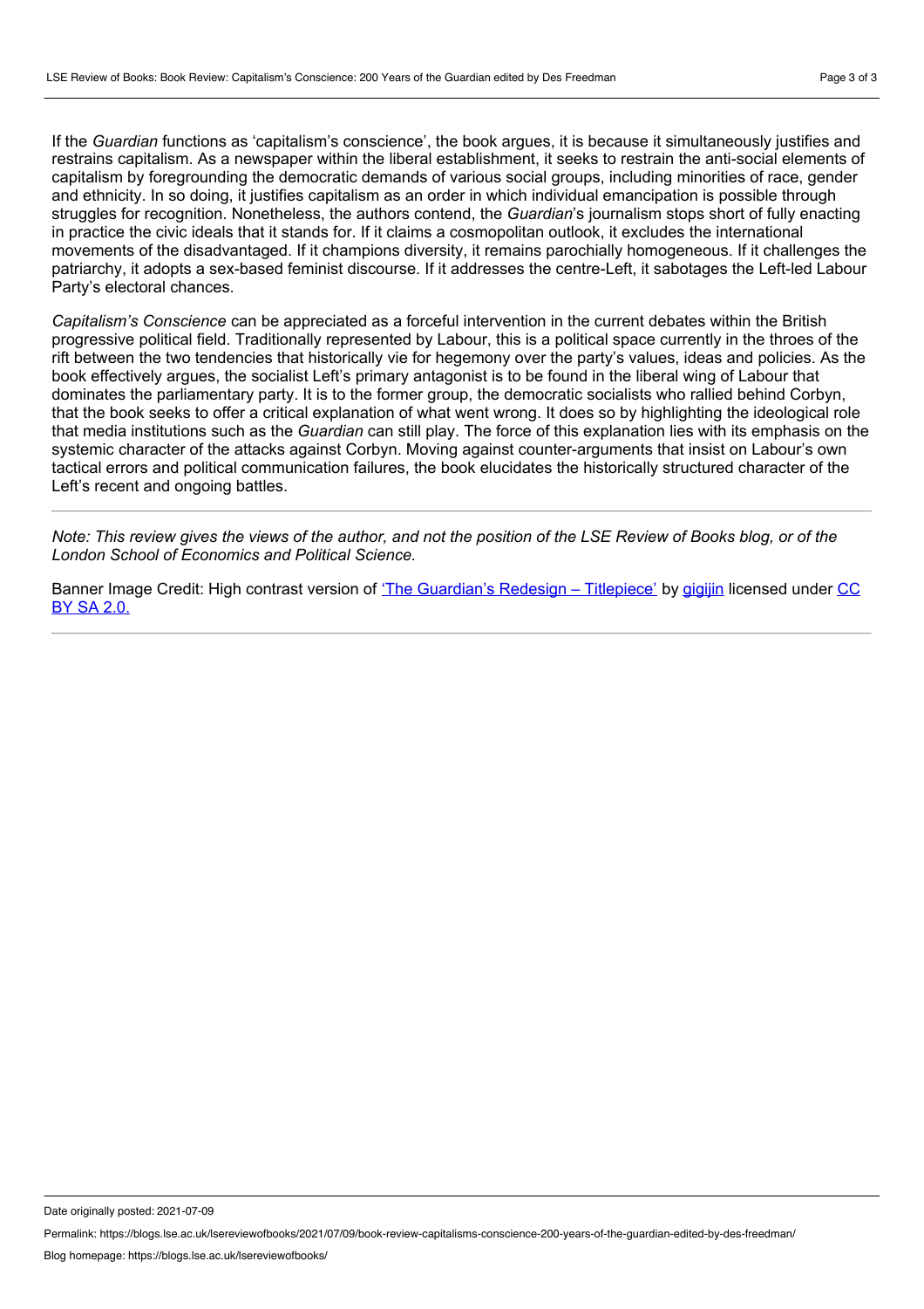If the *Guardian* functions as 'capitalism's conscience', the book argues, it is because it simultaneously justifies and restrains capitalism. As a newspaper within the liberal establishment, it seeks to restrain the anti-social elements of capitalism by foregrounding the democratic demands of various social groups, including minorities of race, gender and ethnicity. In so doing, it justifies capitalism as an order in which individual emancipation is possible through struggles for recognition. Nonetheless, the authors contend, the *Guardian*'s journalism stops short of fully enacting in practice the civic ideals that it stands for. If it claims a cosmopolitan outlook, it excludes the international movements of the disadvantaged. If it champions diversity, it remains parochially homogeneous. If it challenges the patriarchy, it adopts a sex-based feminist discourse. If it addresses the centre-Left, it sabotages the Left-led Labour Party's electoral chances.

*Capitalism's Conscience* can be appreciated as a forceful intervention in the current debates within the British progressive political field. Traditionally represented by Labour, this is a political space currently in the throes of the rift between the two tendencies that historically vie for hegemony over the party's values, ideas and policies. As the book effectively argues, the socialist Left's primary antagonist is to be found in the liberal wing of Labour that dominates the parliamentary party. It is to the former group, the democratic socialists who rallied behind Corbyn, that the book seeks to offer a critical explanation of what went wrong. It does so by highlighting the ideological role that media institutions such as the *Guardian* can still play. The force of this explanation lies with its emphasis on the systemic character of the attacks against Corbyn. Moving against counter-arguments that insist on Labour's own tactical errors and political communication failures, the book elucidates the historically structured character of the Left's recent and ongoing battles.

---

*Note: This review gives the views of the author, and not the position of the LSE Review of Books blog, or of the London School of Economics and Political Science.*

Banner Image Credit: High contrast version of 'The Guardian's Redesign – Titlepiece' by gigijin licensed under CC BY SA 2.0.

---

Date originally posted: 2021-07-09

Permalink: https://blogs.lse.ac.uk/lsereviewofbooks/2021/07/09/book-review-capitalisms-conscience-200-years-of-the-guardian-edited-by-des-freedman/

Blog homepage: https://blogs.lse.ac.uk/lsereviewofbooks/